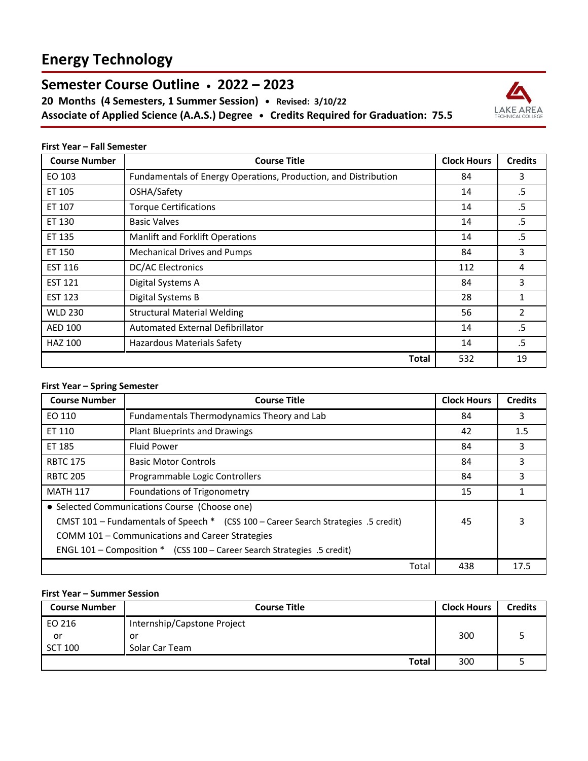# Energy Technology

## Semester Course Outline • 2022 – 2023

**20 Months (4 Semesters, 1 Summer Session) • Revised: 3/10/22**

**Associate of Applied Science (A.A.S.) Degree • Credits Required for Graduation: 75.5**

**First Year – Fall Semester**

| Course Number | Course Title | Clock Hours | Credits |
|---|---|---|---|
| EO 103 | Fundamentals of Energy Operations, Production, and Distribution | 84 | 3 |
| ET 105 | OSHA/Safety | 14 | .5 |
| ET 107 | Torque Certifications | 14 | .5 |
| ET 130 | Basic Valves | 14 | .5 |
| ET 135 | Manlift and Forklift Operations | 14 | .5 |
| ET 150 | Mechanical Drives and Pumps | 84 | 3 |
| EST 116 | DC/AC Electronics | 112 | 4 |
| EST 121 | Digital Systems A | 84 | 3 |
| EST 123 | Digital Systems B | 28 | 1 |
| WLD 230 | Structural Material Welding | 56 | 2 |
| AED 100 | Automated External Defibrillator | 14 | .5 |
| HAZ 100 | Hazardous Materials Safety | 14 | .5 |
| | **Total** | 532 | 19 |

**First Year – Spring Semester**

| Course Number | Course Title | Clock Hours | Credits |
|---|---|---|---|
| EO 110 | Fundamentals Thermodynamics Theory and Lab | 84 | 3 |
| ET 110 | Plant Blueprints and Drawings | 42 | 1.5 |
| ET 185 | Fluid Power | 84 | 3 |
| RBTC 175 | Basic Motor Controls | 84 | 3 |
| RBTC 205 | Programmable Logic Controllers | 84 | 3 |
| MATH 117 | Foundations of Trigonometry | 15 | 1 |
| • Selected Communications Course (Choose one)<br>CMST 101 – Fundamentals of Speech * (CSS 100 – Career Search Strategies .5 credit)<br>COMM 101 – Communications and Career Strategies<br>ENGL 101 – Composition * (CSS 100 – Career Search Strategies .5 credit) | | 45 | 3 |
| | Total | 438 | 17.5 |

**First Year – Summer Session**

| Course Number | Course Title | Clock Hours | Credits |
|---|---|---|---|
| EO 216<br>or<br>SCT 100 | Internship/Capstone Project<br>or<br>Solar Car Team | 300 | 5 |
| | **Total** | 300 | 5 |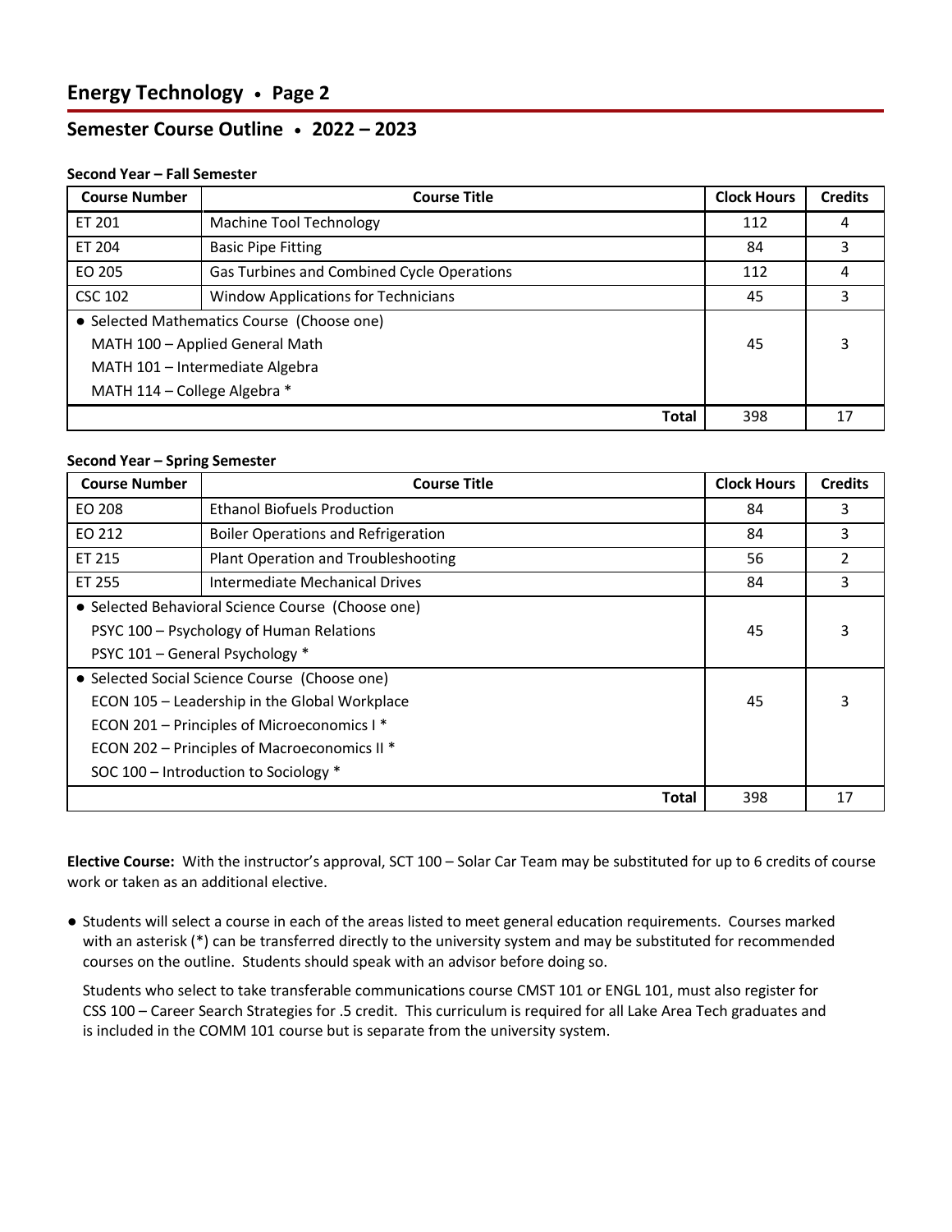## Energy Technology • Page 2

## Semester Course Outline • 2022 – 2023

**Second Year – Fall Semester**

| Course Number | Course Title | Clock Hours | Credits |
|---|---|---|---|
| ET 201 | Machine Tool Technology | 112 | 4 |
| ET 204 | Basic Pipe Fitting | 84 | 3 |
| EO 205 | Gas Turbines and Combined Cycle Operations | 112 | 4 |
| CSC 102 | Window Applications for Technicians | 45 | 3 |
| ● Selected Mathematics Course (Choose one)<br>MATH 100 – Applied General Math<br>MATH 101 – Intermediate Algebra<br>MATH 114 – College Algebra * | | 45 | 3 |
| | **Total** | 398 | 17 |

**Second Year – Spring Semester**

| Course Number | Course Title | Clock Hours | Credits |
|---|---|---|---|
| EO 208 | Ethanol Biofuels Production | 84 | 3 |
| EO 212 | Boiler Operations and Refrigeration | 84 | 3 |
| ET 215 | Plant Operation and Troubleshooting | 56 | 2 |
| ET 255 | Intermediate Mechanical Drives | 84 | 3 |
| ● Selected Behavioral Science Course (Choose one)<br>PSYC 100 – Psychology of Human Relations<br>PSYC 101 – General Psychology * | | 45 | 3 |
| ● Selected Social Science Course (Choose one)<br>ECON 105 – Leadership in the Global Workplace<br>ECON 201 – Principles of Microeconomics I *<br>ECON 202 – Principles of Macroeconomics II *<br>SOC 100 – Introduction to Sociology * | | 45 | 3 |
| | **Total** | 398 | 17 |

**Elective Course:** With the instructor's approval, SCT 100 – Solar Car Team may be substituted for up to 6 credits of course work or taken as an additional elective.

● Students will select a course in each of the areas listed to meet general education requirements. Courses marked with an asterisk (*) can be transferred directly to the university system and may be substituted for recommended courses on the outline. Students should speak with an advisor before doing so.

Students who select to take transferable communications course CMST 101 or ENGL 101, must also register for CSS 100 – Career Search Strategies for .5 credit. This curriculum is required for all Lake Area Tech graduates and is included in the COMM 101 course but is separate from the university system.